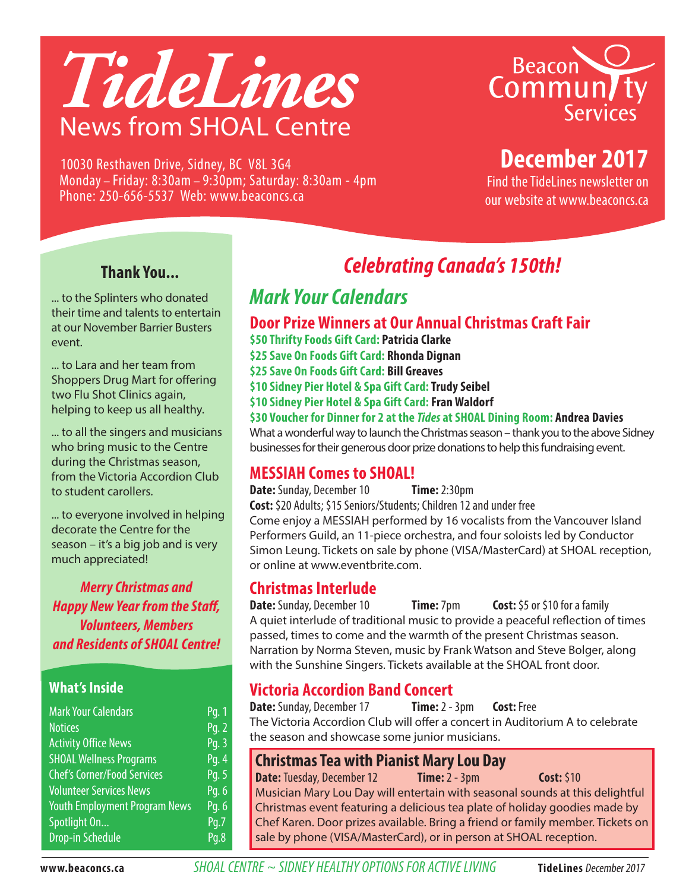# *TideLines*

## News from SHOAL Centre

10030 Resthaven Drive, Sidney, BC V8L 3G4
Monday – Friday: 8:30am – 9:30pm; Saturday: 8:30am - 4pm
Phone: 250-656-5537 Web: www.beaconcs.ca

Beacon Community Services

**December 2017**

Find the TideLines newsletter on our website at www.beaconcs.ca

### Thank You...

... to the Splinters who donated their time and talents to entertain at our November Barrier Busters event.

... to Lara and her team from Shoppers Drug Mart for offering two Flu Shot Clinics again, helping to keep us all healthy.

... to all the singers and musicians who bring music to the Centre during the Christmas season, from the Victoria Accordion Club to student carollers.

... to everyone involved in helping decorate the Centre for the season – it's a big job and is very much appreciated!

***Merry Christmas and Happy New Year from the Staff, Volunteers, Members and Residents of SHOAL Centre!***

### What's Inside

| | |
|---|---|
| Mark Your Calendars | Pg. 1 |
| Notices | Pg. 2 |
| Activity Office News | Pg. 3 |
| SHOAL Wellness Programs | Pg. 4 |
| Chef's Corner/Food Services | Pg. 5 |
| Volunteer Services News | Pg. 6 |
| Youth Employment Program News | Pg. 6 |
| Spotlight On... | Pg.7 |
| Drop-in Schedule | Pg.8 |

## *Celebrating Canada's 150th!*

## *Mark Your Calendars*

### Door Prize Winners at Our Annual Christmas Craft Fair

**$50 Thrifty Foods Gift Card: Patricia Clarke**
**$25 Save On Foods Gift Card: Rhonda Dignan**
**$25 Save On Foods Gift Card: Bill Greaves**
**$10 Sidney Pier Hotel & Spa Gift Card: Trudy Seibel**
**$10 Sidney Pier Hotel & Spa Gift Card: Fran Waldorf**
**$30 Voucher for Dinner for 2 at the *Tides* at SHOAL Dining Room: Andrea Davies**

What a wonderful way to launch the Christmas season – thank you to the above Sidney businesses for their generous door prize donations to help this fundraising event.

### MESSIAH Comes to SHOAL!

**Date:** Sunday, December 10 **Time:** 2:30pm
**Cost:** $20 Adults; $15 Seniors/Students; Children 12 and under free

Come enjoy a MESSIAH performed by 16 vocalists from the Vancouver Island Performers Guild, an 11-piece orchestra, and four soloists led by Conductor Simon Leung. Tickets on sale by phone (VISA/MasterCard) at SHOAL reception, or online at www.eventbrite.com.

### Christmas Interlude

**Date:** Sunday, December 10 **Time:** 7pm **Cost:** $5 or $10 for a family

A quiet interlude of traditional music to provide a peaceful reflection of times passed, times to come and the warmth of the present Christmas season. Narration by Norma Steven, music by Frank Watson and Steve Bolger, along with the Sunshine Singers. Tickets available at the SHOAL front door.

### Victoria Accordion Band Concert

**Date:** Sunday, December 17 **Time:** 2 - 3pm **Cost:** Free

The Victoria Accordion Club will offer a concert in Auditorium A to celebrate the season and showcase some junior musicians.

### Christmas Tea with Pianist Mary Lou Day

**Date:** Tuesday, December 12 **Time:** 2 - 3pm **Cost:** $10

Musician Mary Lou Day will entertain with seasonal sounds at this delightful Christmas event featuring a delicious tea plate of holiday goodies made by Chef Karen. Door prizes available. Bring a friend or family member. Tickets on sale by phone (VISA/MasterCard), or in person at SHOAL reception.

*SHOAL CENTRE ~ SIDNEY HEALTHY OPTIONS FOR ACTIVE LIVING*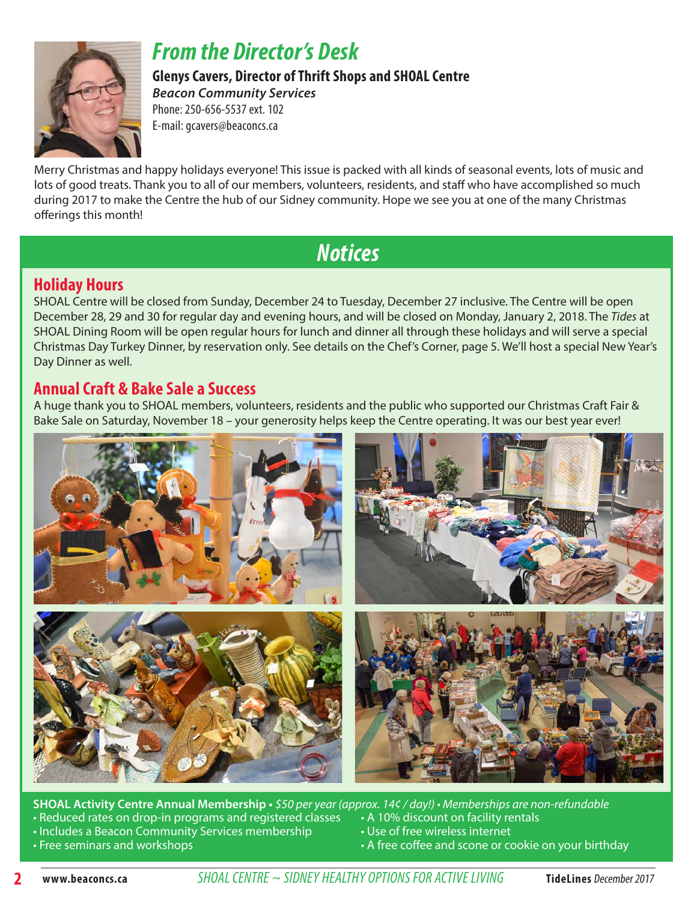# From the Director's Desk

**Glenys Cavers, Director of Thrift Shops and SHOAL Centre**
***Beacon Community Services***
Phone: 250-656-5537 ext. 102
E-mail: gcavers@beaconcs.ca

Merry Christmas and happy holidays everyone! This issue is packed with all kinds of seasonal events, lots of music and lots of good treats. Thank you to all of our members, volunteers, residents, and staff who have accomplished so much during 2017 to make the Centre the hub of our Sidney community. Hope we see you at one of the many Christmas offerings this month!

# Notices

## Holiday Hours

SHOAL Centre will be closed from Sunday, December 24 to Tuesday, December 27 inclusive. The Centre will be open December 28, 29 and 30 for regular day and evening hours, and will be closed on Monday, January 2, 2018. The *Tides* at SHOAL Dining Room will be open regular hours for lunch and dinner all through these holidays and will serve a special Christmas Day Turkey Dinner, by reservation only. See details on the Chef's Corner, page 5. We'll host a special New Year's Day Dinner as well.

## Annual Craft & Bake Sale a Success

A huge thank you to SHOAL members, volunteers, residents and the public who supported our Christmas Craft Fair & Bake Sale on Saturday, November 18 – your generosity helps keep the Centre operating. It was our best year ever!

**SHOAL Activity Centre Annual Membership** • *$50 per year (approx. 14¢ / day!) • Memberships are non-refundable*

- Reduced rates on drop-in programs and registered classes
- Includes a Beacon Community Services membership
- Free seminars and workshops
- A 10% discount on facility rentals
- Use of free wireless internet
- A free coffee and scone or cookie on your birthday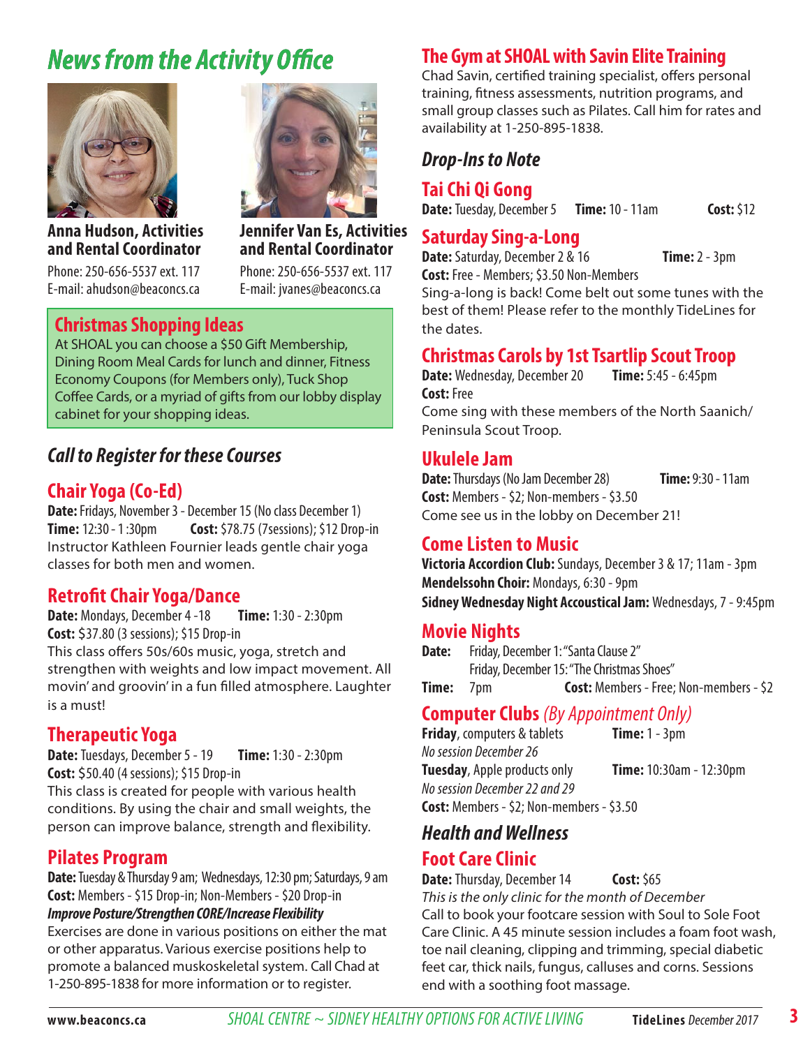# News from the Activity Office

**Anna Hudson, Activities and Rental Coordinator**
Phone: 250-656-5537 ext. 117
E-mail: ahudson@beaconcs.ca

**Jennifer Van Es, Activities and Rental Coordinator**
Phone: 250-656-5537 ext. 117
E-mail: jvanes@beaconcs.ca

## Christmas Shopping Ideas

At SHOAL you can choose a $50 Gift Membership, Dining Room Meal Cards for lunch and dinner, Fitness Economy Coupons (for Members only), Tuck Shop Coffee Cards, or a myriad of gifts from our lobby display cabinet for your shopping ideas.

## *Call to Register for these Courses*

### Chair Yoga (Co-Ed)

**Date:** Fridays, November 3 - December 15 (No class December 1)
**Time:** 12:30 - 1 :30pm **Cost:** $78.75 (7sessions); $12 Drop-in
Instructor Kathleen Fournier leads gentle chair yoga classes for both men and women.

### Retrofit Chair Yoga/Dance

**Date:** Mondays, December 4 -18 **Time:** 1:30 - 2:30pm
**Cost:** $37.80 (3 sessions); $15 Drop-in
This class offers 50s/60s music, yoga, stretch and strengthen with weights and low impact movement. All movin' and groovin' in a fun filled atmosphere. Laughter is a must!

### Therapeutic Yoga

**Date:** Tuesdays, December 5 - 19 **Time:** 1:30 - 2:30pm
**Cost:** $50.40 (4 sessions); $15 Drop-in
This class is created for people with various health conditions. By using the chair and small weights, the person can improve balance, strength and flexibility.

### Pilates Program

**Date:** Tuesday & Thursday 9 am; Wednesdays, 12:30 pm; Saturdays, 9 am
**Cost:** Members - $15 Drop-in; Non-Members - $20 Drop-in
***Improve Posture/Strengthen CORE/Increase Flexibility***
Exercises are done in various positions on either the mat or other apparatus. Various exercise positions help to promote a balanced muskoskeletal system. Call Chad at 1-250-895-1838 for more information or to register.

## The Gym at SHOAL with Savin Elite Training

Chad Savin, certified training specialist, offers personal training, fitness assessments, nutrition programs, and small group classes such as Pilates. Call him for rates and availability at 1-250-895-1838.

## *Drop-Ins to Note*

### Tai Chi Qi Gong

**Date:** Tuesday, December 5 **Time:** 10 - 11am **Cost:** $12

### Saturday Sing-a-Long

**Date:** Saturday, December 2 & 16 **Time:** 2 - 3pm
**Cost:** Free - Members; $3.50 Non-Members
Sing-a-long is back! Come belt out some tunes with the best of them! Please refer to the monthly TideLines for the dates.

### Christmas Carols by 1st Tsartlip Scout Troop

**Date:** Wednesday, December 20 **Time:** 5:45 - 6:45pm
**Cost:** Free
Come sing with these members of the North Saanich/ Peninsula Scout Troop.

### Ukulele Jam

**Date:** Thursdays (No Jam December 28) **Time:** 9:30 - 11am
**Cost:** Members - $2; Non-members - $3.50
Come see us in the lobby on December 21!

### Come Listen to Music

**Victoria Accordion Club:** Sundays, December 3 & 17; 11am - 3pm
**Mendelssohn Choir:** Mondays, 6:30 - 9pm
**Sidney Wednesday Night Accoustical Jam:** Wednesdays, 7 - 9:45pm

### Movie Nights

**Date:** Friday, December 1: "Santa Clause 2"
Friday, December 15: "The Christmas Shoes"
**Time:** 7pm **Cost:** Members - Free; Non-members - $2

### Computer Clubs *(By Appointment Only)*

**Friday**, computers & tablets **Time:** 1 - 3pm
*No session December 26*
**Tuesday**, Apple products only **Time:** 10:30am - 12:30pm
*No session December 22 and 29*
**Cost:** Members - $2; Non-members - $3.50

## *Health and Wellness*

### Foot Care Clinic

**Date:** Thursday, December 14 **Cost:** $65
*This is the only clinic for the month of December*
Call to book your footcare session with Soul to Sole Foot Care Clinic. A 45 minute session includes a foam foot wash, toe nail cleaning, clipping and trimming, special diabetic feet car, thick nails, fungus, calluses and corns. Sessions end with a soothing foot massage.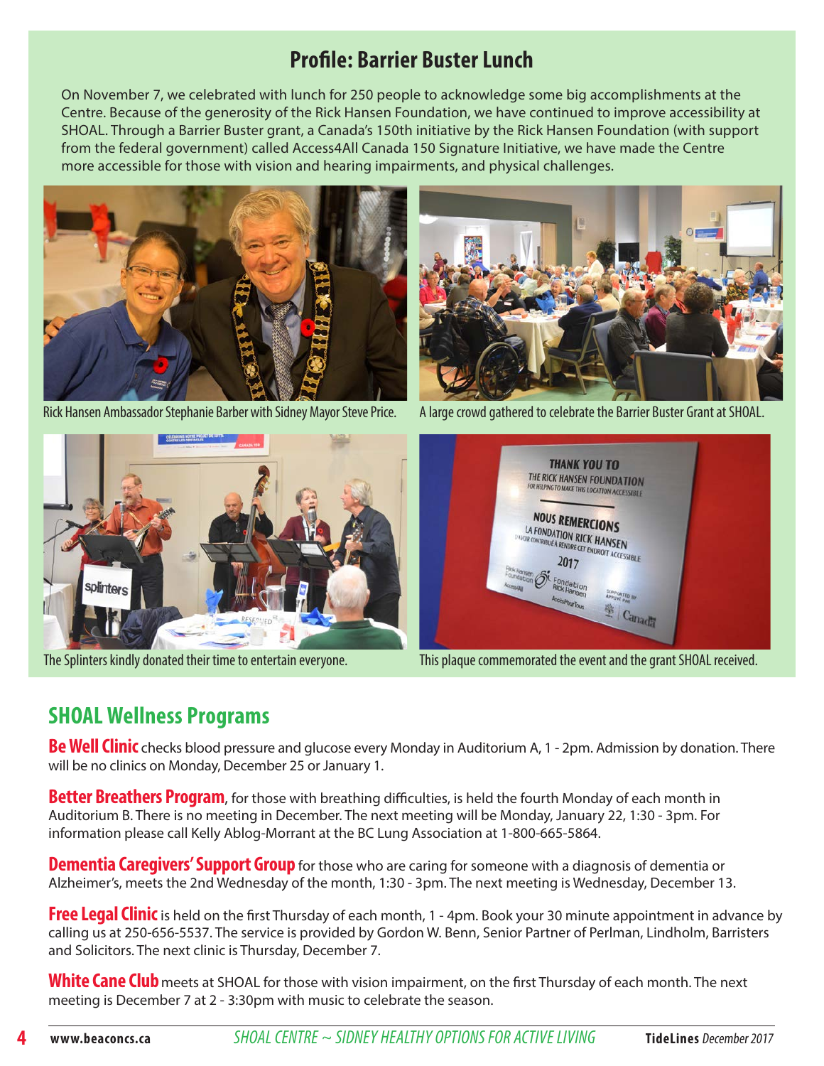## Profile: Barrier Buster Lunch

On November 7, we celebrated with lunch for 250 people to acknowledge some big accomplishments at the Centre. Because of the generosity of the Rick Hansen Foundation, we have continued to improve accessibility at SHOAL. Through a Barrier Buster grant, a Canada's 150th initiative by the Rick Hansen Foundation (with support from the federal government) called Access4All Canada 150 Signature Initiative, we have made the Centre more accessible for those with vision and hearing impairments, and physical challenges.

Rick Hansen Ambassador Stephanie Barber with Sidney Mayor Steve Price.

A large crowd gathered to celebrate the Barrier Buster Grant at SHOAL.

The Splinters kindly donated their time to entertain everyone.

This plaque commemorated the event and the grant SHOAL received.

## SHOAL Wellness Programs

**Be Well Clinic** checks blood pressure and glucose every Monday in Auditorium A, 1 - 2pm. Admission by donation. There will be no clinics on Monday, December 25 or January 1.

**Better Breathers Program**, for those with breathing difficulties, is held the fourth Monday of each month in Auditorium B. There is no meeting in December. The next meeting will be Monday, January 22, 1:30 - 3pm. For information please call Kelly Ablog-Morrant at the BC Lung Association at 1-800-665-5864.

**Dementia Caregivers' Support Group** for those who are caring for someone with a diagnosis of dementia or Alzheimer's, meets the 2nd Wednesday of the month, 1:30 - 3pm. The next meeting is Wednesday, December 13.

**Free Legal Clinic** is held on the first Thursday of each month, 1 - 4pm. Book your 30 minute appointment in advance by calling us at 250-656-5537. The service is provided by Gordon W. Benn, Senior Partner of Perlman, Lindholm, Barristers and Solicitors. The next clinic is Thursday, December 7.

**White Cane Club** meets at SHOAL for those with vision impairment, on the first Thursday of each month. The next meeting is December 7 at 2 - 3:30pm with music to celebrate the season.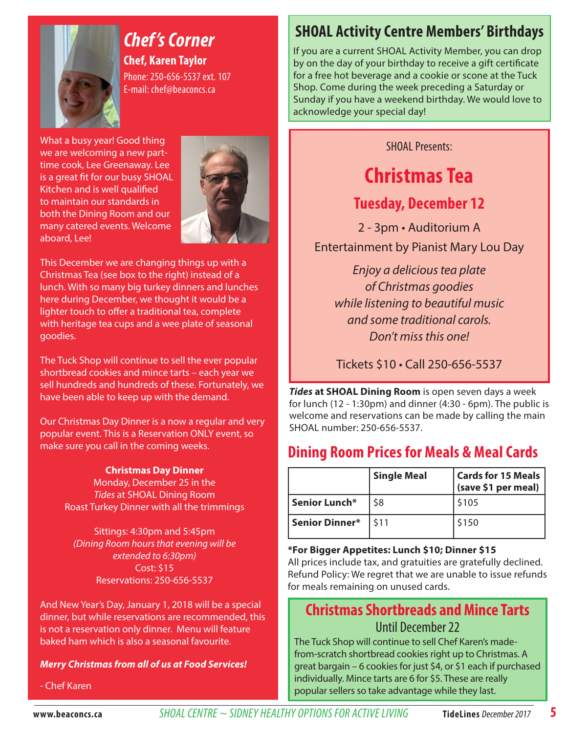## Chef's Corner

**Chef, Karen Taylor**

Phone: 250-656-5537 ext. 107
E-mail: chef@beaconcs.ca

What a busy year! Good thing we are welcoming a new part-time cook, Lee Greenaway. Lee is a great fit for our busy SHOAL Kitchen and is well qualified to maintain our standards in both the Dining Room and our many catered events. Welcome aboard, Lee!

This December we are changing things up with a Christmas Tea (see box to the right) instead of a lunch. With so many big turkey dinners and lunches here during December, we thought it would be a lighter touch to offer a traditional tea, complete with heritage tea cups and a wee plate of seasonal goodies.

The Tuck Shop will continue to sell the ever popular shortbread cookies and mince tarts – each year we sell hundreds and hundreds of these. Fortunately, we have been able to keep up with the demand.

Our Christmas Day Dinner is a now a regular and very popular event. This is a Reservation ONLY event, so make sure you call in the coming weeks.

**Christmas Day Dinner**
Monday, December 25 in the
*Tides* at SHOAL Dining Room
Roast Turkey Dinner with all the trimmings

Sittings: 4:30pm and 5:45pm
*(Dining Room hours that evening will be extended to 6:30pm)*
Cost: $15
Reservations: 250-656-5537

And New Year's Day, January 1, 2018 will be a special dinner, but while reservations are recommended, this is not a reservation only dinner. Menu will feature baked ham which is also a seasonal favourite.

***Merry Christmas from all of us at Food Services!***

- Chef Karen

## SHOAL Activity Centre Members' Birthdays

If you are a current SHOAL Activity Member, you can drop by on the day of your birthday to receive a gift certificate for a free hot beverage and a cookie or scone at the Tuck Shop. Come during the week preceding a Saturday or Sunday if you have a weekend birthday. We would love to acknowledge your special day!

SHOAL Presents:

## Christmas Tea

### Tuesday, December 12

2 - 3pm • Auditorium A

Entertainment by Pianist Mary Lou Day

*Enjoy a delicious tea plate of Christmas goodies while listening to beautiful music and some traditional carols. Don't miss this one!*

Tickets $10 • Call 250-656-5537

***Tides* at SHOAL Dining Room** is open seven days a week for lunch (12 - 1:30pm) and dinner (4:30 - 6pm). The public is welcome and reservations can be made by calling the main SHOAL number: 250-656-5537.

## Dining Room Prices for Meals & Meal Cards

| | **Single Meal** | **Cards for 15 Meals (save $1 per meal)** |
|---|---|---|
| **Senior Lunch*** | $8 | $105 |
| **Senior Dinner*** | $11 | $150 |

**\*For Bigger Appetites: Lunch $10; Dinner $15**
All prices include tax, and gratuities are gratefully declined. Refund Policy: We regret that we are unable to issue refunds for meals remaining on unused cards.

## Christmas Shortbreads and Mince Tarts

Until December 22

The Tuck Shop will continue to sell Chef Karen's made-from-scratch shortbread cookies right up to Christmas. A great bargain – 6 cookies for just $4, or $1 each if purchased individually. Mince tarts are 6 for $5. These are really popular sellers so take advantage while they last.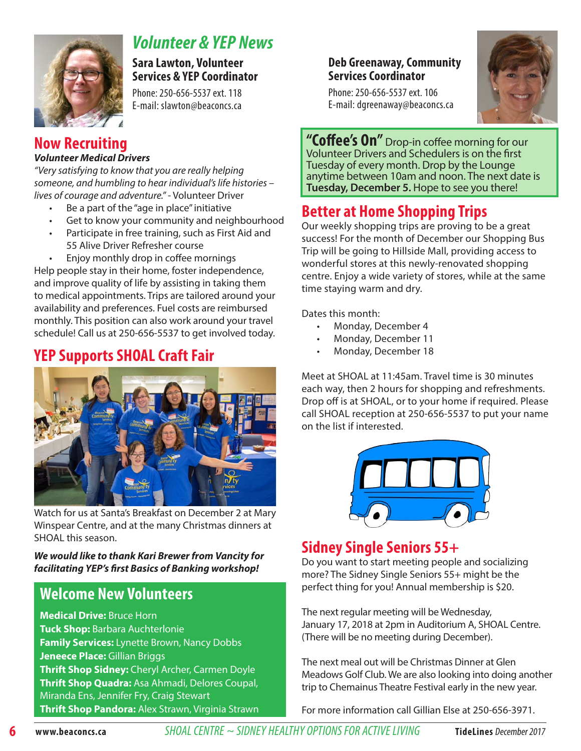## Volunteer & YEP News

**Sara Lawton, Volunteer Services & YEP Coordinator**
Phone: 250-656-5537 ext. 118
E-mail: slawton@beaconcs.ca

**Deb Greenaway, Community Services Coordinator**
Phone: 250-656-5537 ext. 106
E-mail: dgreenaway@beaconcs.ca

### Now Recruiting

***Volunteer Medical Drivers***

*"Very satisfying to know that you are really helping someone, and humbling to hear individual's life histories – lives of courage and adventure."* - Volunteer Driver

- Be a part of the "age in place" initiative
- Get to know your community and neighbourhood
- Participate in free training, such as First Aid and 55 Alive Driver Refresher course
- Enjoy monthly drop in coffee mornings

Help people stay in their home, foster independence, and improve quality of life by assisting in taking them to medical appointments. Trips are tailored around your availability and preferences. Fuel costs are reimbursed monthly. This position can also work around your travel schedule! Call us at 250-656-5537 to get involved today.

### YEP Supports SHOAL Craft Fair

Watch for us at Santa's Breakfast on December 2 at Mary Winspear Centre, and at the many Christmas dinners at SHOAL this season.

***We would like to thank Kari Brewer from Vancity for facilitating YEP's first Basics of Banking workshop!***

### Welcome New Volunteers

**Medical Drive:** Bruce Horn
**Tuck Shop:** Barbara Auchterlonie
**Family Services:** Lynette Brown, Nancy Dobbs
**Jeneece Place:** Gillian Briggs
**Thrift Shop Sidney:** Cheryl Archer, Carmen Doyle
**Thrift Shop Quadra:** Asa Ahmadi, Delores Coupal, Miranda Ens, Jennifer Fry, Craig Stewart
**Thrift Shop Pandora:** Alex Strawn, Virginia Strawn

**"Coffee's On"** Drop-in coffee morning for our Volunteer Drivers and Schedulers is on the first Tuesday of every month. Drop by the Lounge anytime between 10am and noon. The next date is **Tuesday, December 5.** Hope to see you there!

### Better at Home Shopping Trips

Our weekly shopping trips are proving to be a great success! For the month of December our Shopping Bus Trip will be going to Hillside Mall, providing access to wonderful stores at this newly-renovated shopping centre. Enjoy a wide variety of stores, while at the same time staying warm and dry.

Dates this month:

- Monday, December 4
- Monday, December 11
- Monday, December 18

Meet at SHOAL at 11:45am. Travel time is 30 minutes each way, then 2 hours for shopping and refreshments. Drop off is at SHOAL, or to your home if required. Please call SHOAL reception at 250-656-5537 to put your name on the list if interested.

### Sidney Single Seniors 55+

Do you want to start meeting people and socializing more? The Sidney Single Seniors 55+ might be the perfect thing for you! Annual membership is $20.

The next regular meeting will be Wednesday, January 17, 2018 at 2pm in Auditorium A, SHOAL Centre. (There will be no meeting during December).

The next meal out will be Christmas Dinner at Glen Meadows Golf Club. We are also looking into doing another trip to Chemainus Theatre Festival early in the new year.

For more information call Gillian Else at 250-656-3971.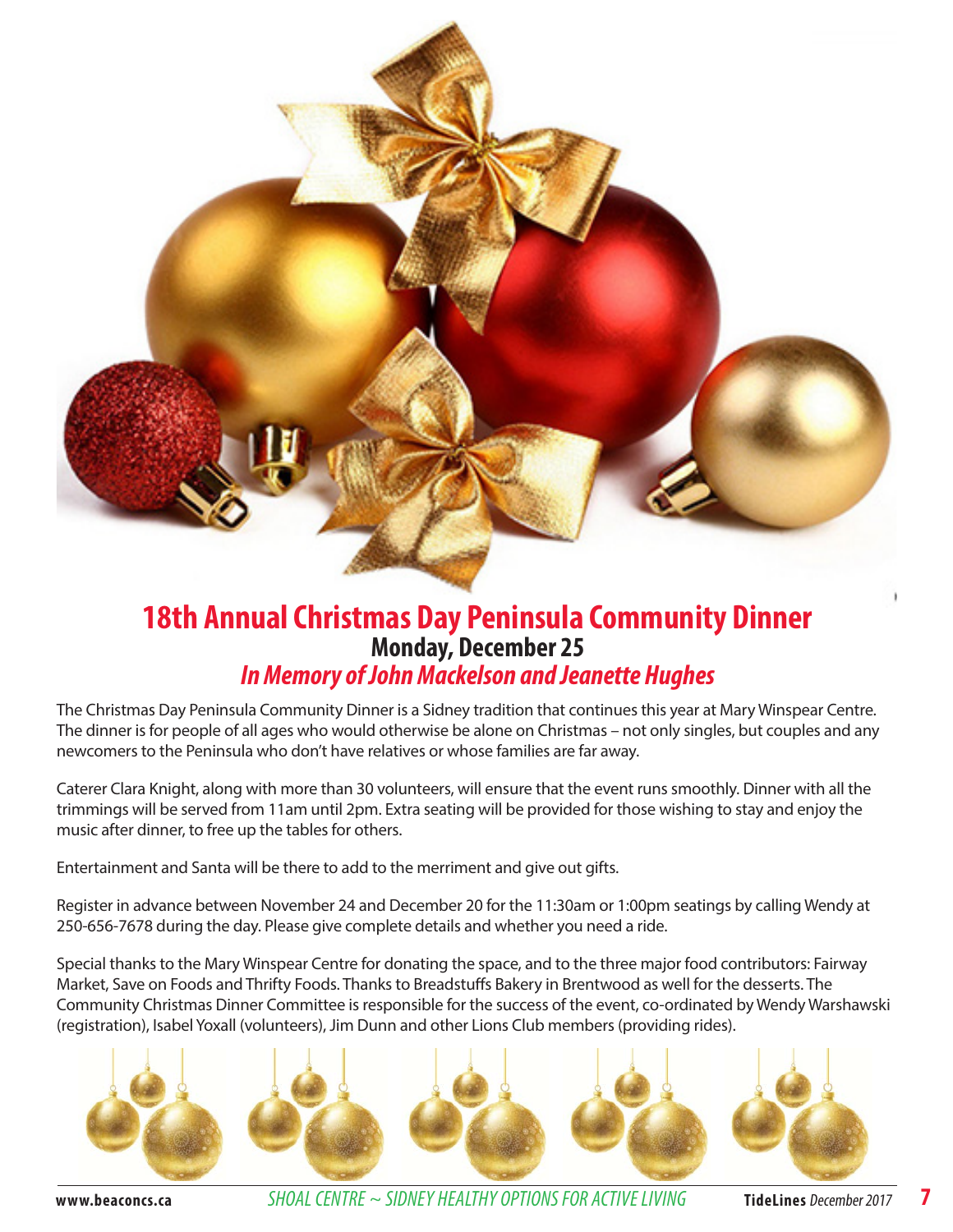# 18th Annual Christmas Day Peninsula Community Dinner

## Monday, December 25

### *In Memory of John Mackelson and Jeanette Hughes*

The Christmas Day Peninsula Community Dinner is a Sidney tradition that continues this year at Mary Winspear Centre. The dinner is for people of all ages who would otherwise be alone on Christmas – not only singles, but couples and any newcomers to the Peninsula who don't have relatives or whose families are far away.

Caterer Clara Knight, along with more than 30 volunteers, will ensure that the event runs smoothly. Dinner with all the trimmings will be served from 11am until 2pm. Extra seating will be provided for those wishing to stay and enjoy the music after dinner, to free up the tables for others.

Entertainment and Santa will be there to add to the merriment and give out gifts.

Register in advance between November 24 and December 20 for the 11:30am or 1:00pm seatings by calling Wendy at 250-656-7678 during the day. Please give complete details and whether you need a ride.

Special thanks to the Mary Winspear Centre for donating the space, and to the three major food contributors: Fairway Market, Save on Foods and Thrifty Foods. Thanks to Breadstuffs Bakery in Brentwood as well for the desserts. The Community Christmas Dinner Committee is responsible for the success of the event, co-ordinated by Wendy Warshawski (registration), Isabel Yoxall (volunteers), Jim Dunn and other Lions Club members (providing rides).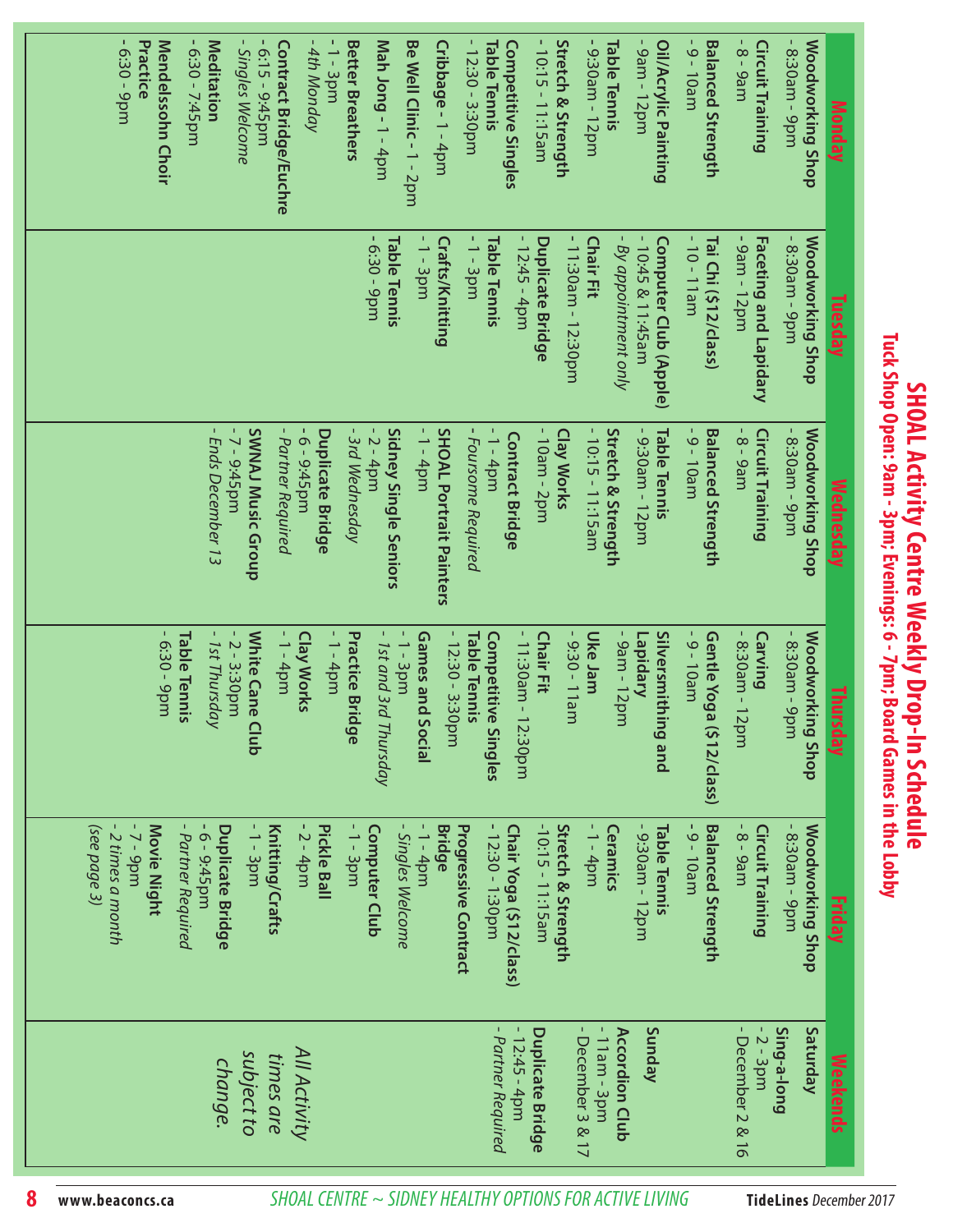# SHOAL Activity Centre Weekly Drop-In Schedule

## Tuck Shop Open: 9am - 3pm; Evenings: 6 - 7pm; Board Games in the Lobby

| Monday | Tuesday | Wednesday | Thursday | Friday | Weekends |
|---|---|---|---|---|---|
| **Woodworking Shop** - 8:30am - 9pm<br>**Circuit Training** - 8 - 9am<br>**Balanced Strength** - 9 - 10am<br>**Oil/Acrylic Painting** - 9am - 12pm<br>**Table Tennis** - 9:30am - 12pm<br>**Stretch & Strength** - 10:15 - 11:15am<br>**Competitive Singles Table Tennis** - 12:30 - 3:30pm<br>**Cribbage** - 1 - 4pm<br>**Be Well Clinic** - 1 - 2pm<br>**Mah Jong** - 1 - 4pm<br>**Better Breathers** - 1 - 3pm - *4th Monday*<br>**Contract Bridge/Euchre** - 6:15 - 9:45pm - *Singles Welcome*<br>**Meditation** - 6:30 - 7:45pm<br>**Mendelssohn Choir Practice** - 6:30 - 9pm | **Woodworking Shop** - 8:30am - 9pm<br>**Faceting and Lapidary** - 9am - 12pm<br>**Tai Chi ($12/class)** - 10 - 11am<br>**Computer Club (Apple)** - 10:45 & 11:45am - *By appointment only*<br>**Chair Fit** - 11:30am - 12:30pm<br>**Duplicate Bridge** - 12:45 - 4pm<br>**Table Tennis** - 1 - 3pm<br>**Crafts/Knitting** - 1 - 3pm<br>**Table Tennis** - 6:30 - 9pm | **Woodworking Shop** - 8:30am - 9pm<br>**Circuit Training** - 8 - 9am<br>**Balanced Strength** - 9 - 10am<br>**Table Tennis** - 9:30am - 12pm<br>**Stretch & Strength** - 10:15 - 11:15am<br>**Clay Works** - 10am - 2pm<br>**Contract Bridge** - 1 - 4pm - *Foursome Required*<br>**SHOAL Portrait Painters** - 1 - 4pm<br>**Sidney Single Seniors** - 2 - 4pm - *3rd Wednesday*<br>**Duplicate Bridge** - 6 - 9:45pm - *Partner Required*<br>**SWNAJ Music Group** - 7 - 9:45pm - *Ends December 13* | **Woodworking Shop** - 8:30am - 9pm<br>**Carving** - 8:30am - 12pm<br>**Gentle Yoga ($12/class)** - 9 - 10am<br>**Silversmithing and Lapidary** - 9am - 12pm<br>**Uke Jam** - 9:30 - 11am<br>**Chair Fit** - 11:30am - 12:30pm<br>**Competitive Singles Table Tennis** - 12:30 - 3:30pm<br>**Games and Social** - 1 - 3pm - *1st and 3rd Thursday*<br>**Practice Bridge** - 1 - 4pm<br>**Clay Works** - 1 - 4pm<br>**White Cane Club** - 2 - 3:30pm - *1st Thursday*<br>**Table Tennis** - 6:30 - 9pm | **Woodworking Shop** - 8:30am - 9pm<br>**Circuit Training** - 8 - 9am<br>**Balanced Strength** - 9 - 10am<br>**Table Tennis** - 9:30am - 12pm<br>**Ceramics** - 1 - 4pm<br>**Stretch & Strength** - 10:15 - 11:15am<br>**Chair Yoga ($12/class)** - 12:30 - 1:30pm<br>**Progressive Contract Bridge** - 1 - 4pm - *Singles Welcome*<br>**Computer Club** - 1 - 3pm<br>**Pickle Ball** - 2 - 4pm<br>**Knitting/Crafts** - 1 - 3pm<br>**Duplicate Bridge** - 6 - 9:45pm - *Partner Required*<br>**Movie Night** - 7 - 9pm - *2 times a month (see page 3)* | **Saturday**<br>**Sing-a-long** - 2 - 3pm - December 2 & 16<br>**Sunday**<br>**Accordion Club** - 11am - 3pm - December 3 & 17<br>**Duplicate Bridge** - 12:45 - 4pm - *Partner Required*<br>*All Activity times are subject to change.* |

www.beaconcs.ca

SHOAL CENTRE ~ SIDNEY HEALTHY OPTIONS FOR ACTIVE LIVING